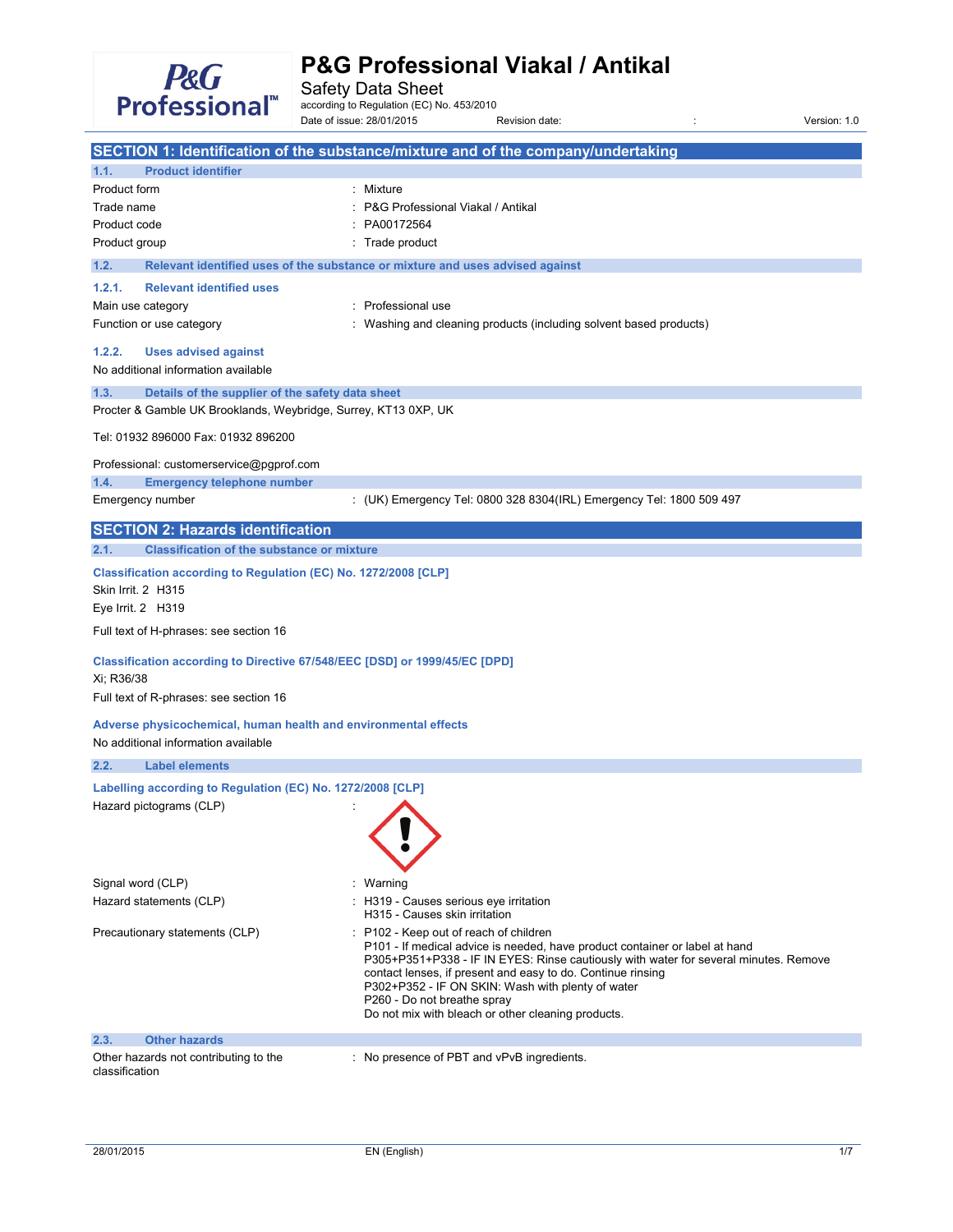# P&G Professional Viakal / Antikal

Safety Data Sheet

according to Regulation (EC) No. 453/2010

Date of issue: 28/01/2015 Revision date: : Version: 1.0

## SECTION 1: Identification of the substance/mixture and of the company/undertaking

### 1.1. Product identifier

| | |
|---|---|
| Product form | : Mixture |
| Trade name | : P&G Professional Viakal / Antikal |
| Product code | : PA00172564 |
| Product group | : Trade product |

### 1.2. Relevant identified uses of the substance or mixture and uses advised against

#### 1.2.1. Relevant identified uses

| | |
|---|---|
| Main use category | : Professional use |
| Function or use category | : Washing and cleaning products (including solvent based products) |

#### 1.2.2. Uses advised against

No additional information available

### 1.3. Details of the supplier of the safety data sheet

Procter & Gamble UK Brooklands, Weybridge, Surrey, KT13 0XP, UK

Tel: 01932 896000 Fax: 01932 896200

Professional: customerservice@pgprof.com

### 1.4. Emergency telephone number

| | |
|---|---|
| Emergency number | : (UK) Emergency Tel: 0800 328 8304(IRL) Emergency Tel: 1800 509 497 |

## SECTION 2: Hazards identification

### 2.1. Classification of the substance or mixture

**Classification according to Regulation (EC) No. 1272/2008 [CLP]**

Skin Irrit. 2 H315

Eye Irrit. 2 H319

Full text of H-phrases: see section 16

**Classification according to Directive 67/548/EEC [DSD] or 1999/45/EC [DPD]**

Xi; R36/38

Full text of R-phrases: see section 16

**Adverse physicochemical, human health and environmental effects**

No additional information available

### 2.2. Label elements

**Labelling according to Regulation (EC) No. 1272/2008 [CLP]**

Hazard pictograms (CLP) :

Signal word (CLP) : Warning

Hazard statements (CLP) :
H319 - Causes serious eye irritation
H315 - Causes skin irritation

Precautionary statements (CLP) :
P102 - Keep out of reach of children
P101 - If medical advice is needed, have product container or label at hand
P305+P351+P338 - IF IN EYES: Rinse cautiously with water for several minutes. Remove contact lenses, if present and easy to do. Continue rinsing
P302+P352 - IF ON SKIN: Wash with plenty of water
P260 - Do not breathe spray
Do not mix with bleach or other cleaning products.

### 2.3. Other hazards

| | |
|---|---|
| Other hazards not contributing to the classification | : No presence of PBT and vPvB ingredients. |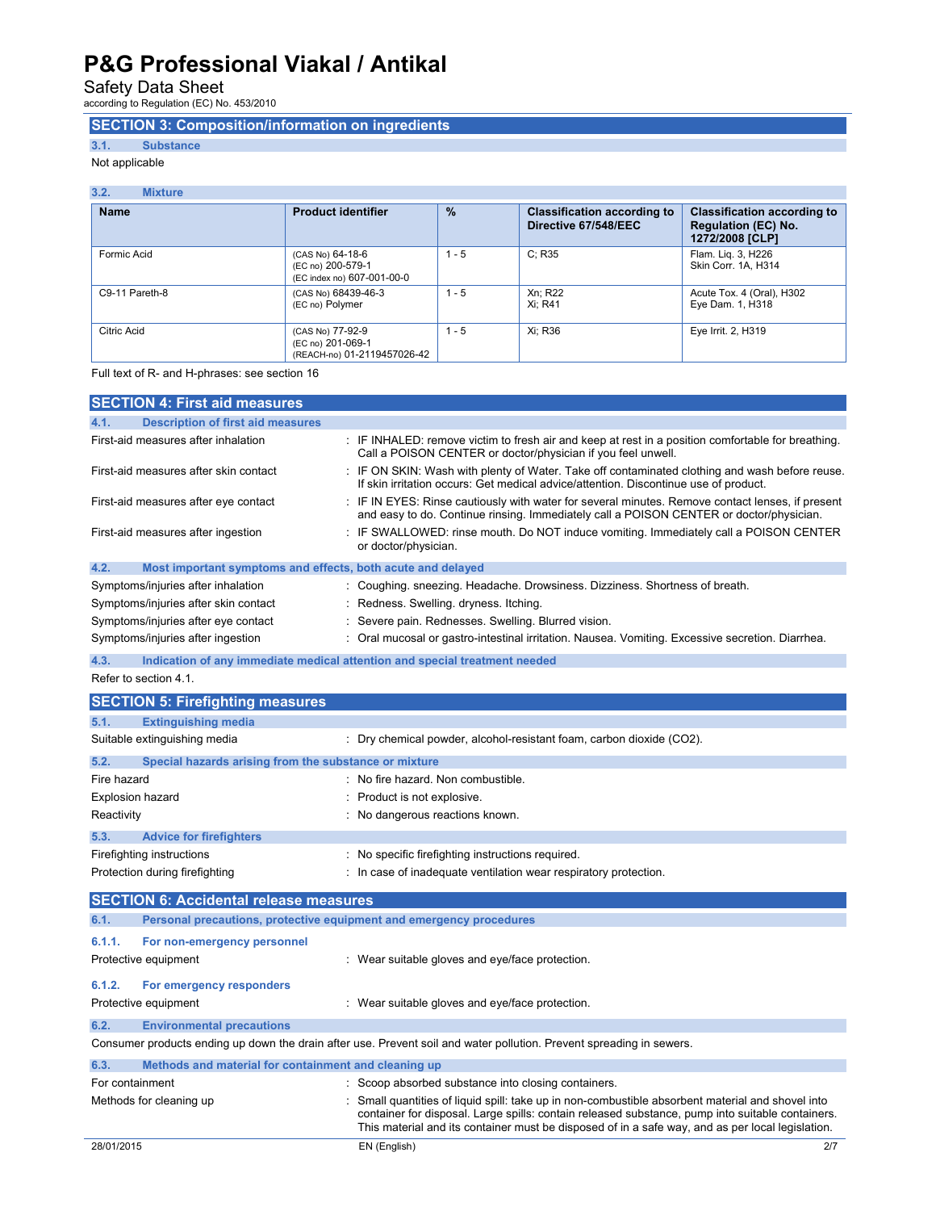## SECTION 3: Composition/information on ingredients

### 3.1. Substance

Not applicable

### 3.2. Mixture

| Name | Product identifier | % | Classification according to Directive 67/548/EEC | Classification according to Regulation (EC) No. 1272/2008 [CLP] |
|---|---|---|---|---|
| Formic Acid | (CAS No) 64-18-6<br>(EC no) 200-579-1<br>(EC index no) 607-001-00-0 | 1 - 5 | C; R35 | Flam. Liq. 3, H226<br>Skin Corr. 1A, H314 |
| C9-11 Pareth-8 | (CAS No) 68439-46-3<br>(EC no) Polymer | 1 - 5 | Xn; R22<br>Xi; R41 | Acute Tox. 4 (Oral), H302<br>Eye Dam. 1, H318 |
| Citric Acid | (CAS No) 77-92-9<br>(EC no) 201-069-1<br>(REACH-no) 01-2119457026-42 | 1 - 5 | Xi; R36 | Eye Irrit. 2, H319 |

Full text of R- and H-phrases: see section 16

## SECTION 4: First aid measures

### 4.1. Description of first aid measures

| | |
|---|---|
| First-aid measures after inhalation | : IF INHALED: remove victim to fresh air and keep at rest in a position comfortable for breathing. Call a POISON CENTER or doctor/physician if you feel unwell. |
| First-aid measures after skin contact | : IF ON SKIN: Wash with plenty of Water. Take off contaminated clothing and wash before reuse. If skin irritation occurs: Get medical advice/attention. Discontinue use of product. |
| First-aid measures after eye contact | : IF IN EYES: Rinse cautiously with water for several minutes. Remove contact lenses, if present and easy to do. Continue rinsing. Immediately call a POISON CENTER or doctor/physician. |
| First-aid measures after ingestion | : IF SWALLOWED: rinse mouth. Do NOT induce vomiting. Immediately call a POISON CENTER or doctor/physician. |

### 4.2. Most important symptoms and effects, both acute and delayed

| | |
|---|---|
| Symptoms/injuries after inhalation | : Coughing. sneezing. Headache. Drowsiness. Dizziness. Shortness of breath. |
| Symptoms/injuries after skin contact | : Redness. Swelling. dryness. Itching. |
| Symptoms/injuries after eye contact | : Severe pain. Rednesses. Swelling. Blurred vision. |
| Symptoms/injuries after ingestion | : Oral mucosal or gastro-intestinal irritation. Nausea. Vomiting. Excessive secretion. Diarrhea. |

### 4.3. Indication of any immediate medical attention and special treatment needed

Refer to section 4.1.

## SECTION 5: Firefighting measures

### 5.1. Extinguishing media

| | |
|---|---|
| Suitable extinguishing media | : Dry chemical powder, alcohol-resistant foam, carbon dioxide ($CO_2$). |

### 5.2. Special hazards arising from the substance or mixture

| | |
|---|---|
| Fire hazard | : No fire hazard. Non combustible. |
| Explosion hazard | : Product is not explosive. |
| Reactivity | : No dangerous reactions known. |

### 5.3. Advice for firefighters

| | |
|---|---|
| Firefighting instructions | : No specific firefighting instructions required. |
| Protection during firefighting | : In case of inadequate ventilation wear respiratory protection. |

## SECTION 6: Accidental release measures

### 6.1. Personal precautions, protective equipment and emergency procedures

#### 6.1.1. For non-emergency personnel

| | |
|---|---|
| Protective equipment | : Wear suitable gloves and eye/face protection. |

#### 6.1.2. For emergency responders

| | |
|---|---|
| Protective equipment | : Wear suitable gloves and eye/face protection. |

### 6.2. Environmental precautions

Consumer products ending up down the drain after use. Prevent soil and water pollution. Prevent spreading in sewers.

### 6.3. Methods and material for containment and cleaning up

| | |
|---|---|
| For containment | : Scoop absorbed substance into closing containers. |
| Methods for cleaning up | : Small quantities of liquid spill: take up in non-combustible absorbent material and shovel into container for disposal. Large spills: contain released substance, pump into suitable containers. This material and its container must be disposed of in a safe way, and as per local legislation. |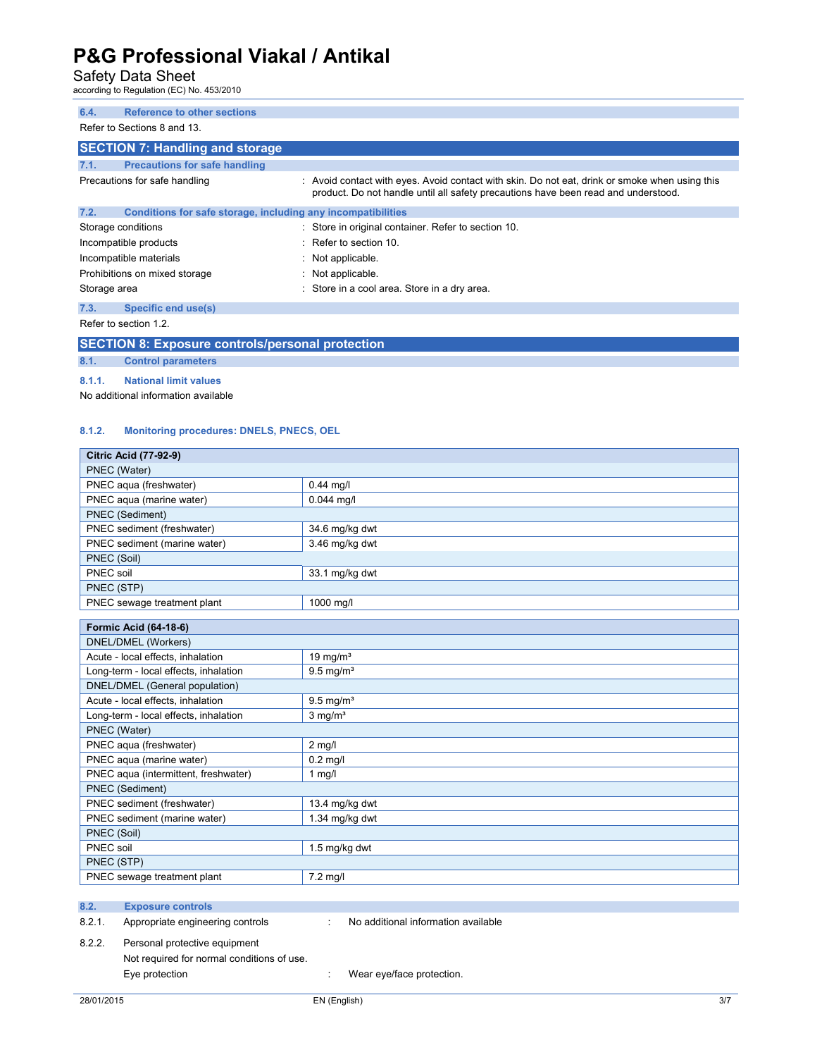### 6.4. Reference to other sections

Refer to Sections 8 and 13.

## SECTION 7: Handling and storage

### 7.1. Precautions for safe handling

Precautions for safe handling : Avoid contact with eyes. Avoid contact with skin. Do not eat, drink or smoke when using this product. Do not handle until all safety precautions have been read and understood.

### 7.2. Conditions for safe storage, including any incompatibilities

| | |
|---|---|
| Storage conditions | : Store in original container. Refer to section 10. |
| Incompatible products | : Refer to section 10. |
| Incompatible materials | : Not applicable. |
| Prohibitions on mixed storage | : Not applicable. |
| Storage area | : Store in a cool area. Store in a dry area. |

### 7.3. Specific end use(s)

Refer to section 1.2.

## SECTION 8: Exposure controls/personal protection

### 8.1. Control parameters

#### 8.1.1. National limit values

No additional information available

#### 8.1.2. Monitoring procedures: DNELS, PNECS, OEL

| **Citric Acid (77-92-9)** | |
|---|---|
| PNEC (Water) | |
| PNEC aqua (freshwater) | 0.44 mg/l |
| PNEC aqua (marine water) | 0.044 mg/l |
| PNEC (Sediment) | |
| PNEC sediment (freshwater) | 34.6 mg/kg dwt |
| PNEC sediment (marine water) | 3.46 mg/kg dwt |
| PNEC (Soil) | |
| PNEC soil | 33.1 mg/kg dwt |
| PNEC (STP) | |
| PNEC sewage treatment plant | 1000 mg/l |

| **Formic Acid (64-18-6)** | |
|---|---|
| DNEL/DMEL (Workers) | |
| Acute - local effects, inhalation | 19 mg/m³ |
| Long-term - local effects, inhalation | 9.5 mg/m³ |
| DNEL/DMEL (General population) | |
| Acute - local effects, inhalation | 9.5 mg/m³ |
| Long-term - local effects, inhalation | 3 mg/m³ |
| PNEC (Water) | |
| PNEC aqua (freshwater) | 2 mg/l |
| PNEC aqua (marine water) | 0.2 mg/l |
| PNEC aqua (intermittent, freshwater) | 1 mg/l |
| PNEC (Sediment) | |
| PNEC sediment (freshwater) | 13.4 mg/kg dwt |
| PNEC sediment (marine water) | 1.34 mg/kg dwt |
| PNEC (Soil) | |
| PNEC soil | 1.5 mg/kg dwt |
| PNEC (STP) | |
| PNEC sewage treatment plant | 7.2 mg/l |

### 8.2. Exposure controls

8.2.1. Appropriate engineering controls : No additional information available

8.2.2. Personal protective equipment

Not required for normal conditions of use.

Eye protection : Wear eye/face protection.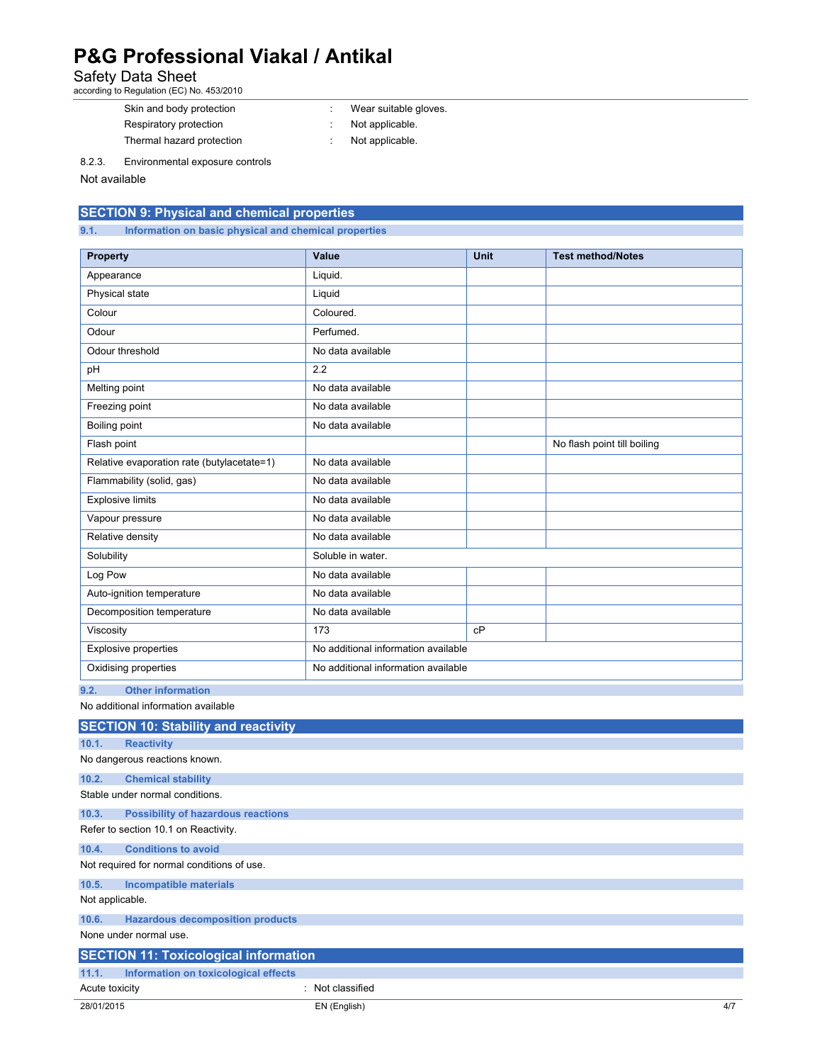| | | |
|---|---|---|
| Skin and body protection | : | Wear suitable gloves. |
| Respiratory protection | : | Not applicable. |
| Thermal hazard protection | : | Not applicable. |

8.2.3. Environmental exposure controls

Not available

## SECTION 9: Physical and chemical properties

### 9.1. Information on basic physical and chemical properties

| Property | Value | Unit | Test method/Notes |
|---|---|---|---|
| Appearance | Liquid. | | |
| Physical state | Liquid | | |
| Colour | Coloured. | | |
| Odour | Perfumed. | | |
| Odour threshold | No data available | | |
| pH | 2.2 | | |
| Melting point | No data available | | |
| Freezing point | No data available | | |
| Boiling point | No data available | | |
| Flash point | | | No flash point till boiling |
| Relative evaporation rate (butylacetate=1) | No data available | | |
| Flammability (solid, gas) | No data available | | |
| Explosive limits | No data available | | |
| Vapour pressure | No data available | | |
| Relative density | No data available | | |
| Solubility | Soluble in water. | | |
| Log Pow | No data available | | |
| Auto-ignition temperature | No data available | | |
| Decomposition temperature | No data available | | |
| Viscosity | 173 | cP | |
| Explosive properties | No additional information available | | |
| Oxidising properties | No additional information available | | |

### 9.2. Other information

No additional information available

## SECTION 10: Stability and reactivity

### 10.1. Reactivity

No dangerous reactions known.

### 10.2. Chemical stability

Stable under normal conditions.

### 10.3. Possibility of hazardous reactions

Refer to section 10.1 on Reactivity.

### 10.4. Conditions to avoid

Not required for normal conditions of use.

### 10.5. Incompatible materials

Not applicable.

### 10.6. Hazardous decomposition products

None under normal use.

## SECTION 11: Toxicological information

### 11.1. Information on toxicological effects

Acute toxicity : Not classified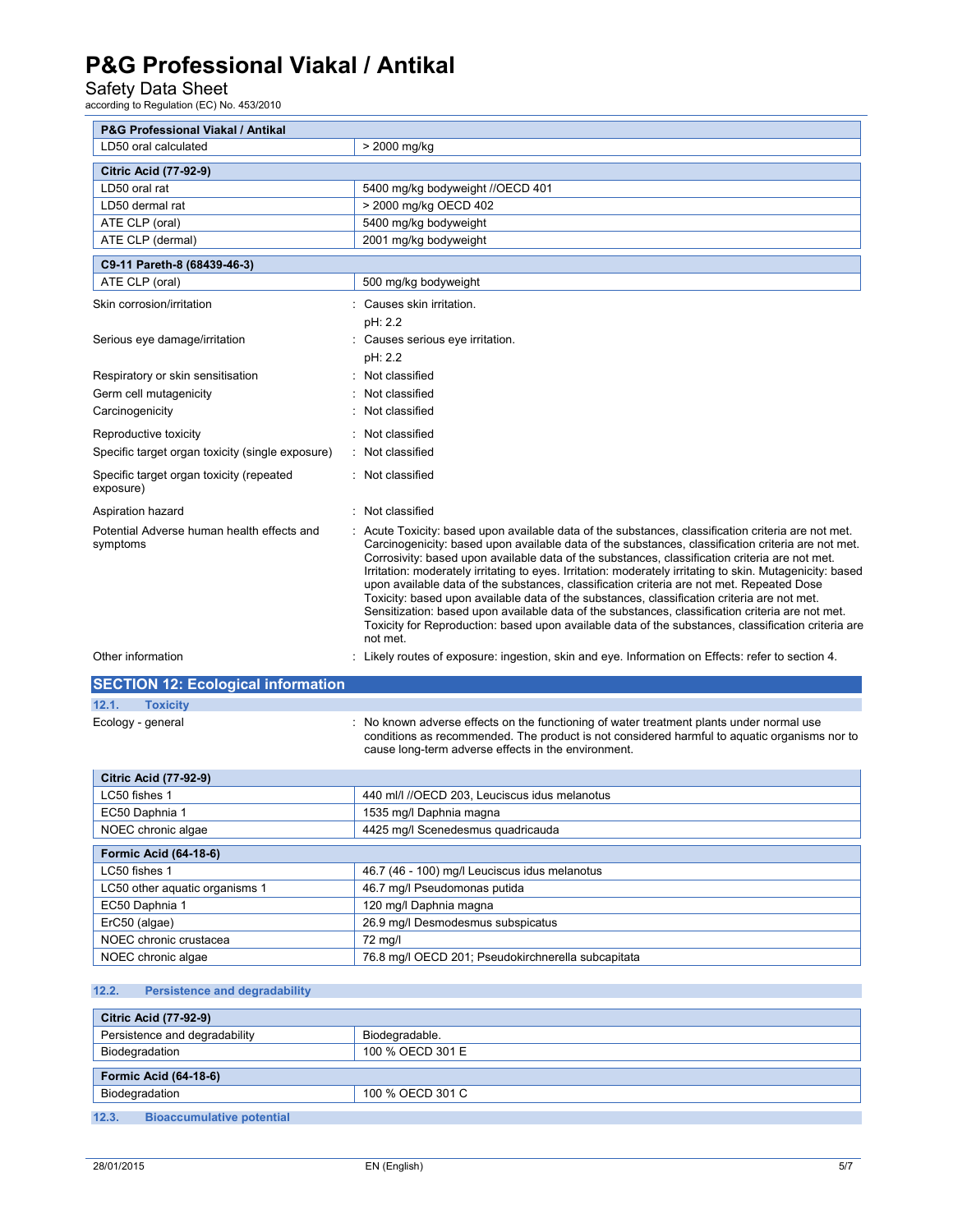| P&G Professional Viakal / Antikal | |
|---|---|
| LD50 oral calculated | > 2000 mg/kg |

| Citric Acid (77-92-9) | |
|---|---|
| LD50 oral rat | 5400 mg/kg bodyweight //OECD 401 |
| LD50 dermal rat | > 2000 mg/kg OECD 402 |
| ATE CLP (oral) | 5400 mg/kg bodyweight |
| ATE CLP (dermal) | 2001 mg/kg bodyweight |

| C9-11 Pareth-8 (68439-46-3) | |
|---|---|
| ATE CLP (oral) | 500 mg/kg bodyweight |

Skin corrosion/irritation : Causes skin irritation.
pH: 2.2

Serious eye damage/irritation : Causes serious eye irritation.
pH: 2.2

Respiratory or skin sensitisation : Not classified

Germ cell mutagenicity : Not classified

Carcinogenicity : Not classified

Reproductive toxicity : Not classified

Specific target organ toxicity (single exposure) : Not classified

Specific target organ toxicity (repeated exposure) : Not classified

Aspiration hazard : Not classified

Potential Adverse human health effects and symptoms : Acute Toxicity: based upon available data of the substances, classification criteria are not met. Carcinogenicity: based upon available data of the substances, classification criteria are not met. Corrosivity: based upon available data of the substances, classification criteria are not met. Irritation: moderately irritating to eyes. Irritation: moderately irritating to skin. Mutagenicity: based upon available data of the substances, classification criteria are not met. Repeated Dose Toxicity: based upon available data of the substances, classification criteria are not met. Sensitization: based upon available data of the substances, classification criteria are not met. Toxicity for Reproduction: based upon available data of the substances, classification criteria are not met.

Other information : Likely routes of exposure: ingestion, skin and eye. Information on Effects: refer to section 4.

## SECTION 12: Ecological information

### 12.1. Toxicity

Ecology - general : No known adverse effects on the functioning of water treatment plants under normal use conditions as recommended. The product is not considered harmful to aquatic organisms nor to cause long-term adverse effects in the environment.

| Citric Acid (77-92-9) | |
|---|---|
| LC50 fishes 1 | 440 ml/l //OECD 203, Leuciscus idus melanotus |
| EC50 Daphnia 1 | 1535 mg/l Daphnia magna |
| NOEC chronic algae | 4425 mg/l Scenedesmus quadricauda |

| Formic Acid (64-18-6) | |
|---|---|
| LC50 fishes 1 | 46.7 (46 - 100) mg/l Leuciscus idus melanotus |
| LC50 other aquatic organisms 1 | 46.7 mg/l Pseudomonas putida |
| EC50 Daphnia 1 | 120 mg/l Daphnia magna |
| ErC50 (algae) | 26.9 mg/l Desmodesmus subspicatus |
| NOEC chronic crustacea | 72 mg/l |
| NOEC chronic algae | 76.8 mg/l OECD 201; Pseudokirchnerella subcapitata |

### 12.2. Persistence and degradability

| Citric Acid (77-92-9) | |
|---|---|
| Persistence and degradability | Biodegradable. |
| Biodegradation | 100 % OECD 301 E |

| Formic Acid (64-18-6) | |
|---|---|
| Biodegradation | 100 % OECD 301 C |

### 12.3. Bioaccumulative potential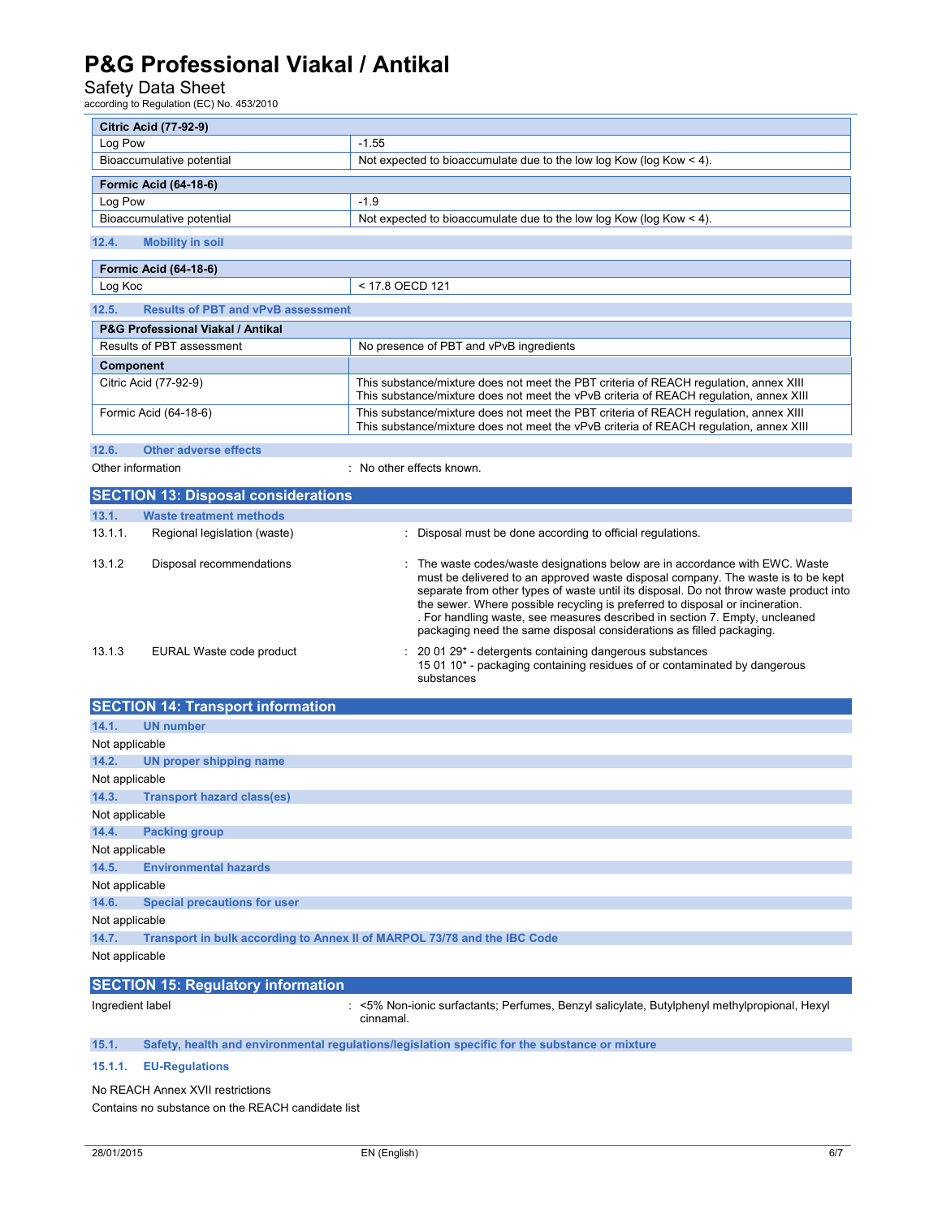| Citric Acid (77-92-9) | |
|---|---|
| Log Pow | -1.55 |
| Bioaccumulative potential | Not expected to bioaccumulate due to the low log Kow (log Kow < 4). |

| Formic Acid (64-18-6) | |
|---|---|
| Log Pow | -1.9 |
| Bioaccumulative potential | Not expected to bioaccumulate due to the low log Kow (log Kow < 4). |

### 12.4. Mobility in soil

| Formic Acid (64-18-6) | |
|---|---|
| Log Koc | < 17.8 OECD 121 |

### 12.5. Results of PBT and vPvB assessment

| P&G Professional Viakal / Antikal | |
|---|---|
| Results of PBT assessment | No presence of PBT and vPvB ingredients |
| **Component** | |
| Citric Acid (77-92-9) | This substance/mixture does not meet the PBT criteria of REACH regulation, annex XIII<br>This substance/mixture does not meet the vPvB criteria of REACH regulation, annex XIII |
| Formic Acid (64-18-6) | This substance/mixture does not meet the PBT criteria of REACH regulation, annex XIII<br>This substance/mixture does not meet the vPvB criteria of REACH regulation, annex XIII |

### 12.6. Other adverse effects

Other information : No other effects known.

## SECTION 13: Disposal considerations

### 13.1. Waste treatment methods

13.1.1. Regional legislation (waste) : Disposal must be done according to official regulations.

13.1.2 Disposal recommendations : The waste codes/waste designations below are in accordance with EWC. Waste must be delivered to an approved waste disposal company. The waste is to be kept separate from other types of waste until its disposal. Do not throw waste product into the sewer. Where possible recycling is preferred to disposal or incineration. . For handling waste, see measures described in section 7. Empty, uncleaned packaging need the same disposal considerations as filled packaging.

13.1.3 EURAL Waste code product : 20 01 29* - detergents containing dangerous substances
15 01 10* - packaging containing residues of or contaminated by dangerous substances

## SECTION 14: Transport information

### 14.1. UN number

Not applicable

### 14.2. UN proper shipping name

Not applicable

### 14.3. Transport hazard class(es)

Not applicable

### 14.4. Packing group

Not applicable

### 14.5. Environmental hazards

Not applicable

### 14.6. Special precautions for user

Not applicable

### 14.7. Transport in bulk according to Annex II of MARPOL 73/78 and the IBC Code

Not applicable

## SECTION 15: Regulatory information

Ingredient label : <5% Non-ionic surfactants; Perfumes, Benzyl salicylate, Butylphenyl methylpropional, Hexyl cinnamal.

### 15.1. Safety, health and environmental regulations/legislation specific for the substance or mixture

#### 15.1.1. EU-Regulations

No REACH Annex XVII restrictions

Contains no substance on the REACH candidate list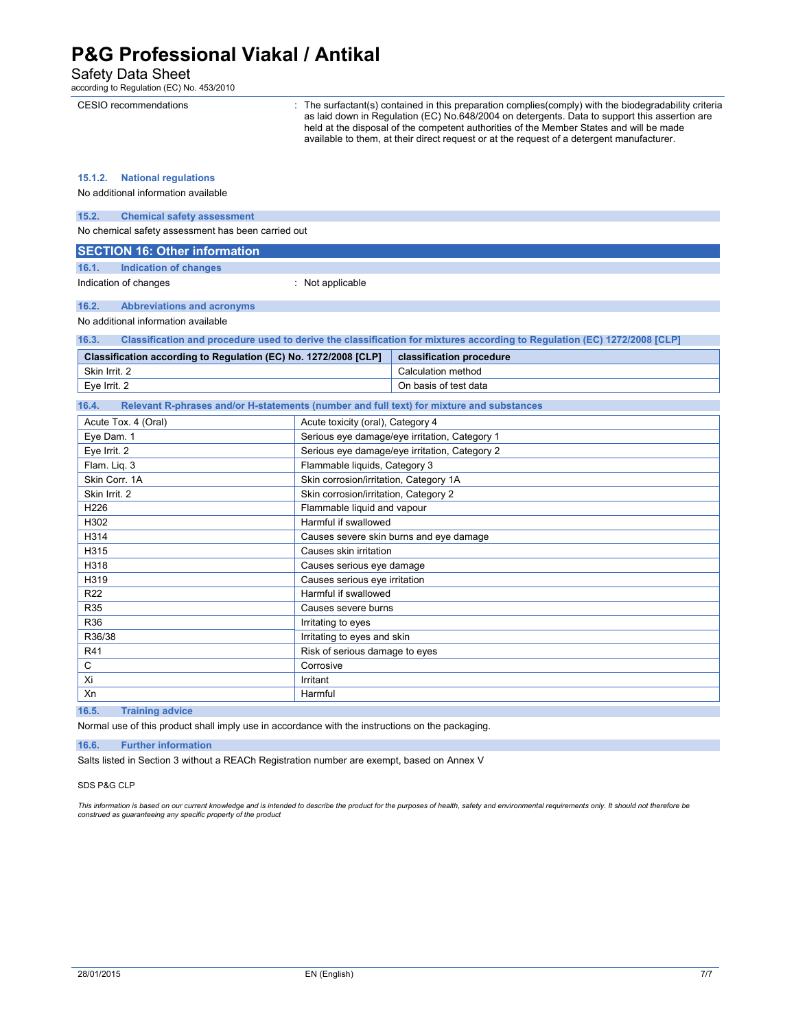CESIO recommendations : The surfactant(s) contained in this preparation complies(comply) with the biodegradability criteria as laid down in Regulation (EC) No.648/2004 on detergents. Data to support this assertion are held at the disposal of the competent authorities of the Member States and will be made available to them, at their direct request or at the request of a detergent manufacturer.

#### 15.1.2. National regulations

No additional information available

### 15.2. Chemical safety assessment

No chemical safety assessment has been carried out

## SECTION 16: Other information

### 16.1. Indication of changes

Indication of changes : Not applicable

### 16.2. Abbreviations and acronyms

No additional information available

### 16.3. Classification and procedure used to derive the classification for mixtures according to Regulation (EC) 1272/2008 [CLP]

| Classification according to Regulation (EC) No. 1272/2008 [CLP] | classification procedure |
|---|---|
| Skin Irrit. 2 | Calculation method |
| Eye Irrit. 2 | On basis of test data |

### 16.4. Relevant R-phrases and/or H-statements (number and full text) for mixture and substances

| | |
|---|---|
| Acute Tox. 4 (Oral) | Acute toxicity (oral), Category 4 |
| Eye Dam. 1 | Serious eye damage/eye irritation, Category 1 |
| Eye Irrit. 2 | Serious eye damage/eye irritation, Category 2 |
| Flam. Liq. 3 | Flammable liquids, Category 3 |
| Skin Corr. 1A | Skin corrosion/irritation, Category 1A |
| Skin Irrit. 2 | Skin corrosion/irritation, Category 2 |
| H226 | Flammable liquid and vapour |
| H302 | Harmful if swallowed |
| H314 | Causes severe skin burns and eye damage |
| H315 | Causes skin irritation |
| H318 | Causes serious eye damage |
| H319 | Causes serious eye irritation |
| R22 | Harmful if swallowed |
| R35 | Causes severe burns |
| R36 | Irritating to eyes |
| R36/38 | Irritating to eyes and skin |
| R41 | Risk of serious damage to eyes |
| C | Corrosive |
| Xi | Irritant |
| Xn | Harmful |

### 16.5. Training advice

Normal use of this product shall imply use in accordance with the instructions on the packaging.

### 16.6. Further information

Salts listed in Section 3 without a REACh Registration number are exempt, based on Annex V

SDS P&G CLP

*This information is based on our current knowledge and is intended to describe the product for the purposes of health, safety and environmental requirements only. It should not therefore be construed as guaranteeing any specific property of the product*